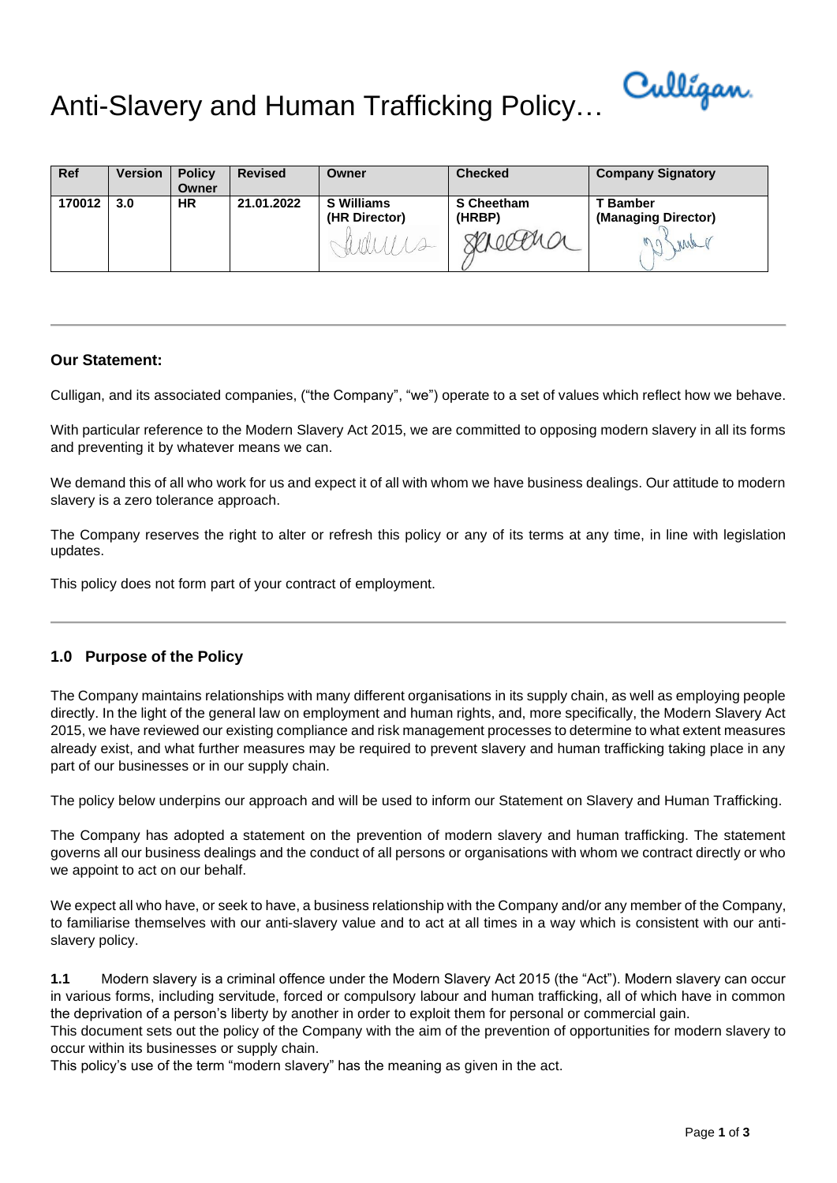# Anti-Slavery and Human Trafficking Policy…

| Ref | Version | Policy Owner | Revised | Owner | Checked | Company Signatory |
|---|---|---|---|---|---|---|
| 170012 | 3.0 | HR | 21.01.2022 | S Williams (HR Director) | S Cheetham (HRBP) | T Bamber (Managing Director) |

---

**Our Statement:**

Culligan, and its associated companies, ("the Company", "we") operate to a set of values which reflect how we behave.

With particular reference to the Modern Slavery Act 2015, we are committed to opposing modern slavery in all its forms and preventing it by whatever means we can.

We demand this of all who work for us and expect it of all with whom we have business dealings. Our attitude to modern slavery is a zero tolerance approach.

The Company reserves the right to alter or refresh this policy or any of its terms at any time, in line with legislation updates.

This policy does not form part of your contract of employment.

---

## 1.0 Purpose of the Policy

The Company maintains relationships with many different organisations in its supply chain, as well as employing people directly. In the light of the general law on employment and human rights, and, more specifically, the Modern Slavery Act 2015, we have reviewed our existing compliance and risk management processes to determine to what extent measures already exist, and what further measures may be required to prevent slavery and human trafficking taking place in any part of our businesses or in our supply chain.

The policy below underpins our approach and will be used to inform our Statement on Slavery and Human Trafficking.

The Company has adopted a statement on the prevention of modern slavery and human trafficking. The statement governs all our business dealings and the conduct of all persons or organisations with whom we contract directly or who we appoint to act on our behalf.

We expect all who have, or seek to have, a business relationship with the Company and/or any member of the Company, to familiarise themselves with our anti-slavery value and to act at all times in a way which is consistent with our anti-slavery policy.

**1.1** Modern slavery is a criminal offence under the Modern Slavery Act 2015 (the "Act"). Modern slavery can occur in various forms, including servitude, forced or compulsory labour and human trafficking, all of which have in common the deprivation of a person's liberty by another in order to exploit them for personal or commercial gain.
This document sets out the policy of the Company with the aim of the prevention of opportunities for modern slavery to occur within its businesses or supply chain.
This policy's use of the term "modern slavery" has the meaning as given in the act.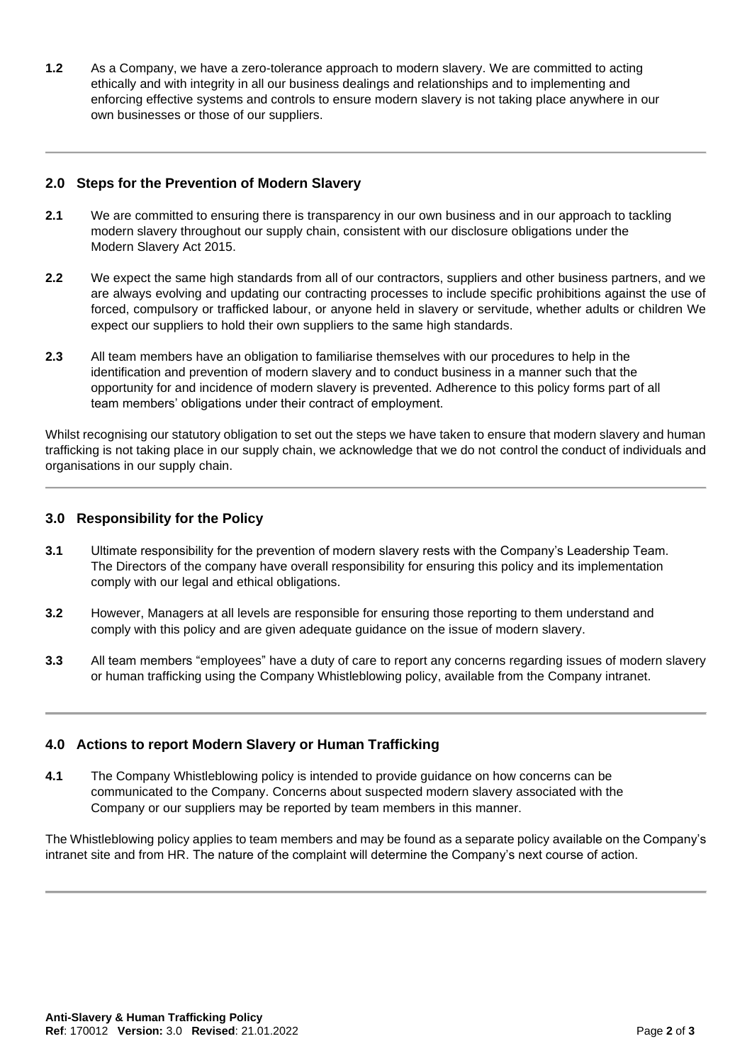**1.2** As a Company, we have a zero-tolerance approach to modern slavery. We are committed to acting ethically and with integrity in all our business dealings and relationships and to implementing and enforcing effective systems and controls to ensure modern slavery is not taking place anywhere in our own businesses or those of our suppliers.

---

## 2.0 Steps for the Prevention of Modern Slavery

**2.1** We are committed to ensuring there is transparency in our own business and in our approach to tackling modern slavery throughout our supply chain, consistent with our disclosure obligations under the Modern Slavery Act 2015.

**2.2** We expect the same high standards from all of our contractors, suppliers and other business partners, and we are always evolving and updating our contracting processes to include specific prohibitions against the use of forced, compulsory or trafficked labour, or anyone held in slavery or servitude, whether adults or children We expect our suppliers to hold their own suppliers to the same high standards.

**2.3** All team members have an obligation to familiarise themselves with our procedures to help in the identification and prevention of modern slavery and to conduct business in a manner such that the opportunity for and incidence of modern slavery is prevented. Adherence to this policy forms part of all team members' obligations under their contract of employment.

Whilst recognising our statutory obligation to set out the steps we have taken to ensure that modern slavery and human trafficking is not taking place in our supply chain, we acknowledge that we do not control the conduct of individuals and organisations in our supply chain.

---

## 3.0 Responsibility for the Policy

**3.1** Ultimate responsibility for the prevention of modern slavery rests with the Company's Leadership Team. The Directors of the company have overall responsibility for ensuring this policy and its implementation comply with our legal and ethical obligations.

**3.2** However, Managers at all levels are responsible for ensuring those reporting to them understand and comply with this policy and are given adequate guidance on the issue of modern slavery.

**3.3** All team members "employees" have a duty of care to report any concerns regarding issues of modern slavery or human trafficking using the Company Whistleblowing policy, available from the Company intranet.

---

## 4.0 Actions to report Modern Slavery or Human Trafficking

**4.1** The Company Whistleblowing policy is intended to provide guidance on how concerns can be communicated to the Company. Concerns about suspected modern slavery associated with the Company or our suppliers may be reported by team members in this manner.

The Whistleblowing policy applies to team members and may be found as a separate policy available on the Company's intranet site and from HR. The nature of the complaint will determine the Company's next course of action.

---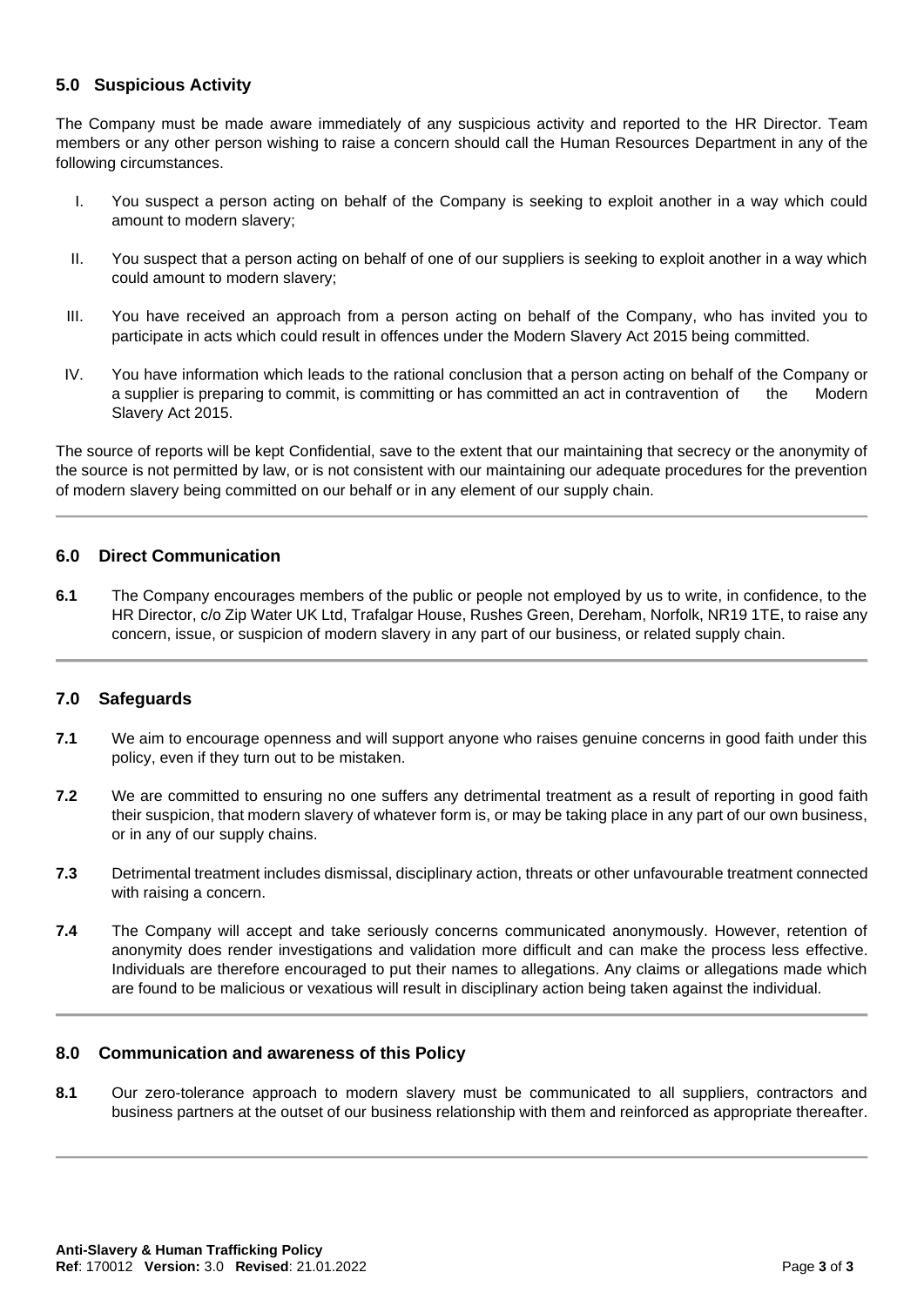## 5.0 Suspicious Activity

The Company must be made aware immediately of any suspicious activity and reported to the HR Director. Team members or any other person wishing to raise a concern should call the Human Resources Department in any of the following circumstances.

I. You suspect a person acting on behalf of the Company is seeking to exploit another in a way which could amount to modern slavery;

II. You suspect that a person acting on behalf of one of our suppliers is seeking to exploit another in a way which could amount to modern slavery;

III. You have received an approach from a person acting on behalf of the Company, who has invited you to participate in acts which could result in offences under the Modern Slavery Act 2015 being committed.

IV. You have information which leads to the rational conclusion that a person acting on behalf of the Company or a supplier is preparing to commit, is committing or has committed an act in contravention of the Modern Slavery Act 2015.

The source of reports will be kept Confidential, save to the extent that our maintaining that secrecy or the anonymity of the source is not permitted by law, or is not consistent with our maintaining our adequate procedures for the prevention of modern slavery being committed on our behalf or in any element of our supply chain.

## 6.0 Direct Communication

**6.1** The Company encourages members of the public or people not employed by us to write, in confidence, to the HR Director, c/o Zip Water UK Ltd, Trafalgar House, Rushes Green, Dereham, Norfolk, NR19 1TE, to raise any concern, issue, or suspicion of modern slavery in any part of our business, or related supply chain.

## 7.0 Safeguards

**7.1** We aim to encourage openness and will support anyone who raises genuine concerns in good faith under this policy, even if they turn out to be mistaken.

**7.2** We are committed to ensuring no one suffers any detrimental treatment as a result of reporting in good faith their suspicion, that modern slavery of whatever form is, or may be taking place in any part of our own business, or in any of our supply chains.

**7.3** Detrimental treatment includes dismissal, disciplinary action, threats or other unfavourable treatment connected with raising a concern.

**7.4** The Company will accept and take seriously concerns communicated anonymously. However, retention of anonymity does render investigations and validation more difficult and can make the process less effective. Individuals are therefore encouraged to put their names to allegations. Any claims or allegations made which are found to be malicious or vexatious will result in disciplinary action being taken against the individual.

## 8.0 Communication and awareness of this Policy

**8.1** Our zero-tolerance approach to modern slavery must be communicated to all suppliers, contractors and business partners at the outset of our business relationship with them and reinforced as appropriate thereafter.